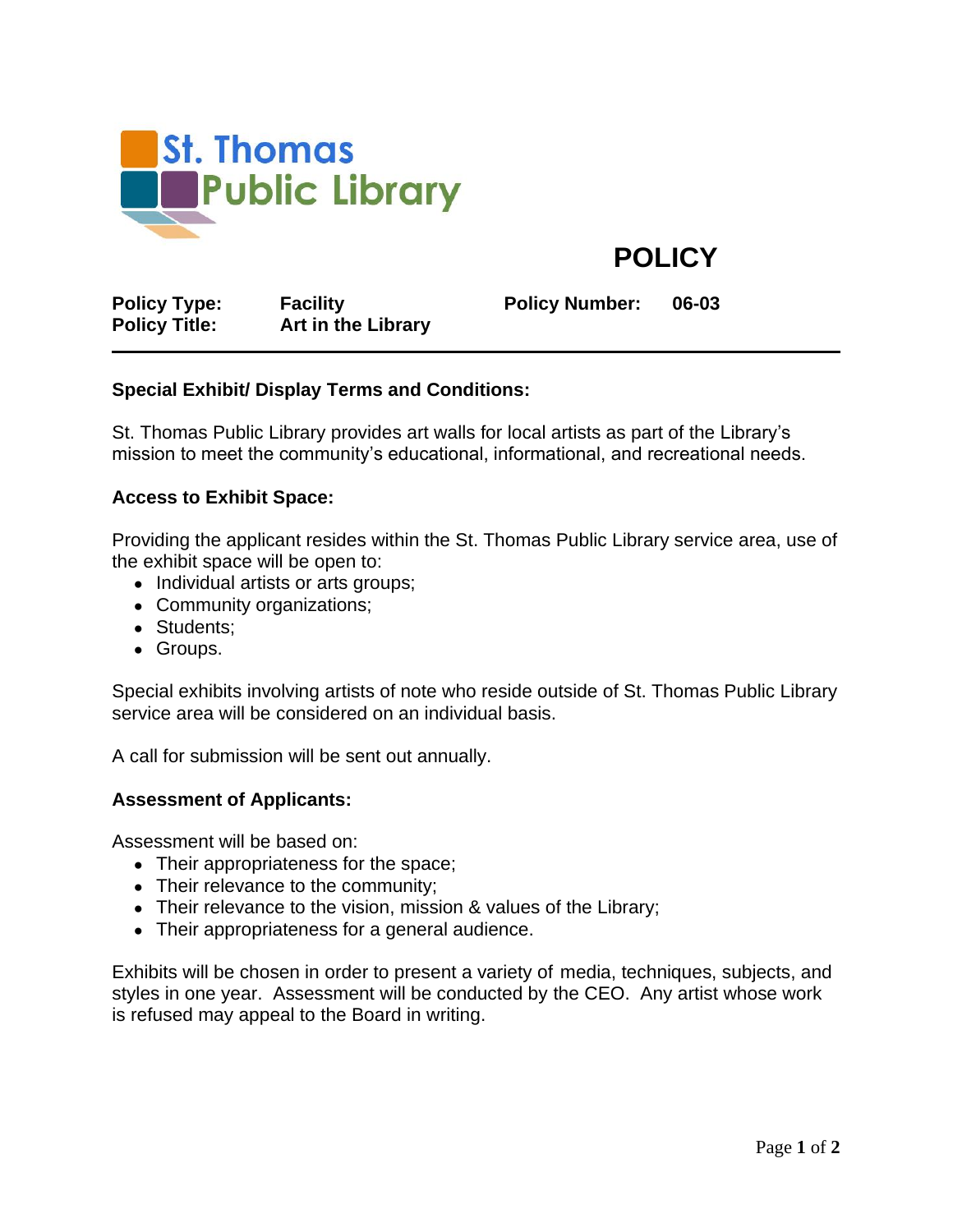St. Thomas Public Library

# POLICY

| | | | |
|---|---|---|---|
| **Policy Type:** | **Facility** | **Policy Number:** | **06-03** |
| **Policy Title:** | **Art in the Library** | | |

### Special Exhibit/ Display Terms and Conditions:

St. Thomas Public Library provides art walls for local artists as part of the Library's mission to meet the community's educational, informational, and recreational needs.

### Access to Exhibit Space:

Providing the applicant resides within the St. Thomas Public Library service area, use of the exhibit space will be open to:

- Individual artists or arts groups;
- Community organizations;
- Students;
- Groups.

Special exhibits involving artists of note who reside outside of St. Thomas Public Library service area will be considered on an individual basis.

A call for submission will be sent out annually.

### Assessment of Applicants:

Assessment will be based on:

- Their appropriateness for the space;
- Their relevance to the community;
- Their relevance to the vision, mission & values of the Library;
- Their appropriateness for a general audience.

Exhibits will be chosen in order to present a variety of media, techniques, subjects, and styles in one year. Assessment will be conducted by the CEO. Any artist whose work is refused may appeal to the Board in writing.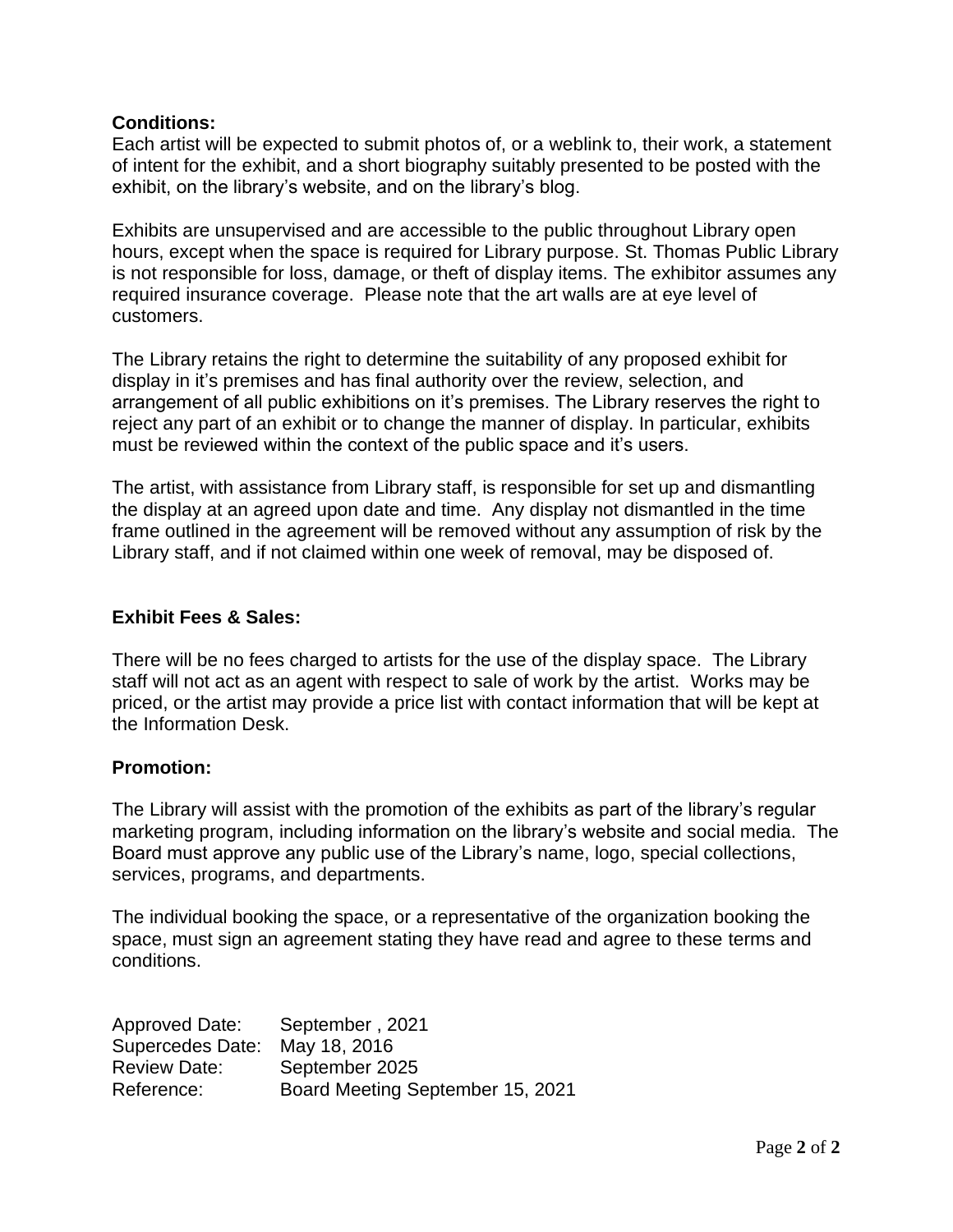**Conditions:**

Each artist will be expected to submit photos of, or a weblink to, their work, a statement of intent for the exhibit, and a short biography suitably presented to be posted with the exhibit, on the library's website, and on the library's blog.

Exhibits are unsupervised and are accessible to the public throughout Library open hours, except when the space is required for Library purpose. St. Thomas Public Library is not responsible for loss, damage, or theft of display items. The exhibitor assumes any required insurance coverage. Please note that the art walls are at eye level of customers.

The Library retains the right to determine the suitability of any proposed exhibit for display in it's premises and has final authority over the review, selection, and arrangement of all public exhibitions on it's premises. The Library reserves the right to reject any part of an exhibit or to change the manner of display. In particular, exhibits must be reviewed within the context of the public space and it's users.

The artist, with assistance from Library staff, is responsible for set up and dismantling the display at an agreed upon date and time. Any display not dismantled in the time frame outlined in the agreement will be removed without any assumption of risk by the Library staff, and if not claimed within one week of removal, may be disposed of.

**Exhibit Fees & Sales:**

There will be no fees charged to artists for the use of the display space. The Library staff will not act as an agent with respect to sale of work by the artist. Works may be priced, or the artist may provide a price list with contact information that will be kept at the Information Desk.

**Promotion:**

The Library will assist with the promotion of the exhibits as part of the library's regular marketing program, including information on the library's website and social media. The Board must approve any public use of the Library's name, logo, special collections, services, programs, and departments.

The individual booking the space, or a representative of the organization booking the space, must sign an agreement stating they have read and agree to these terms and conditions.

| | |
|---|---|
| Approved Date: | September , 2021 |
| Supercedes Date: | May 18, 2016 |
| Review Date: | September 2025 |
| Reference: | Board Meeting September 15, 2021 |